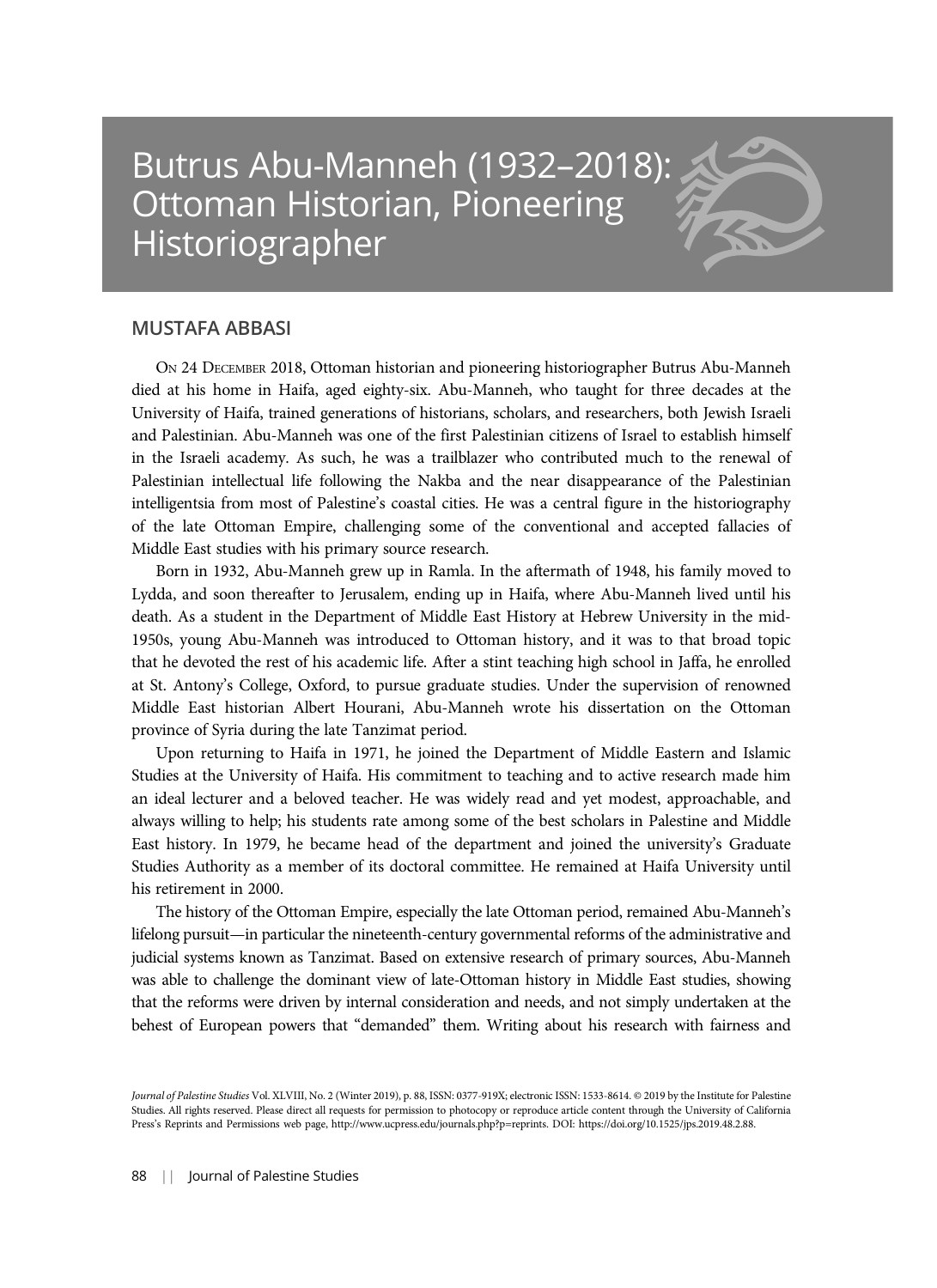# Butrus Abu-Manneh (1932–2018): Ottoman Historian, Pioneering Historiographer

## MUSTAFA ABBASI

On 24 December 2018, Ottoman historian and pioneering historiographer Butrus Abu-Manneh died at his home in Haifa, aged eighty-six. Abu-Manneh, who taught for three decades at the University of Haifa, trained generations of historians, scholars, and researchers, both Jewish Israeli and Palestinian. Abu-Manneh was one of the first Palestinian citizens of Israel to establish himself in the Israeli academy. As such, he was a trailblazer who contributed much to the renewal of Palestinian intellectual life following the Nakba and the near disappearance of the Palestinian intelligentsia from most of Palestine's coastal cities. He was a central figure in the historiography of the late Ottoman Empire, challenging some of the conventional and accepted fallacies of Middle East studies with his primary source research.

Born in 1932, Abu-Manneh grew up in Ramla. In the aftermath of 1948, his family moved to Lydda, and soon thereafter to Jerusalem, ending up in Haifa, where Abu-Manneh lived until his death. As a student in the Department of Middle East History at Hebrew University in the mid-1950s, young Abu-Manneh was introduced to Ottoman history, and it was to that broad topic that he devoted the rest of his academic life. After a stint teaching high school in Jaffa, he enrolled at St. Antony's College, Oxford, to pursue graduate studies. Under the supervision of renowned Middle East historian Albert Hourani, Abu-Manneh wrote his dissertation on the Ottoman province of Syria during the late Tanzimat period.

Upon returning to Haifa in 1971, he joined the Department of Middle Eastern and Islamic Studies at the University of Haifa. His commitment to teaching and to active research made him an ideal lecturer and a beloved teacher. He was widely read and yet modest, approachable, and always willing to help; his students rate among some of the best scholars in Palestine and Middle East history. In 1979, he became head of the department and joined the university's Graduate Studies Authority as a member of its doctoral committee. He remained at Haifa University until his retirement in 2000.

The history of the Ottoman Empire, especially the late Ottoman period, remained Abu-Manneh's lifelong pursuit—in particular the nineteenth-century governmental reforms of the administrative and judicial systems known as Tanzimat. Based on extensive research of primary sources, Abu-Manneh was able to challenge the dominant view of late-Ottoman history in Middle East studies, showing that the reforms were driven by internal consideration and needs, and not simply undertaken at the behest of European powers that "demanded" them. Writing about his research with fairness and

*Journal of Palestine Studies* Vol. XLVIII, No. 2 (Winter 2019), p. 88, ISSN: 0377-919X; electronic ISSN: 1533-8614. © 2019 by the Institute for Palestine Studies. All rights reserved. Please direct all requests for permission to photocopy or reproduce article content through the University of California Press's Reprints and Permissions web page, http://www.ucpress.edu/journals.php?p=reprints. DOI: https://doi.org/10.1525/jps.2019.48.2.88.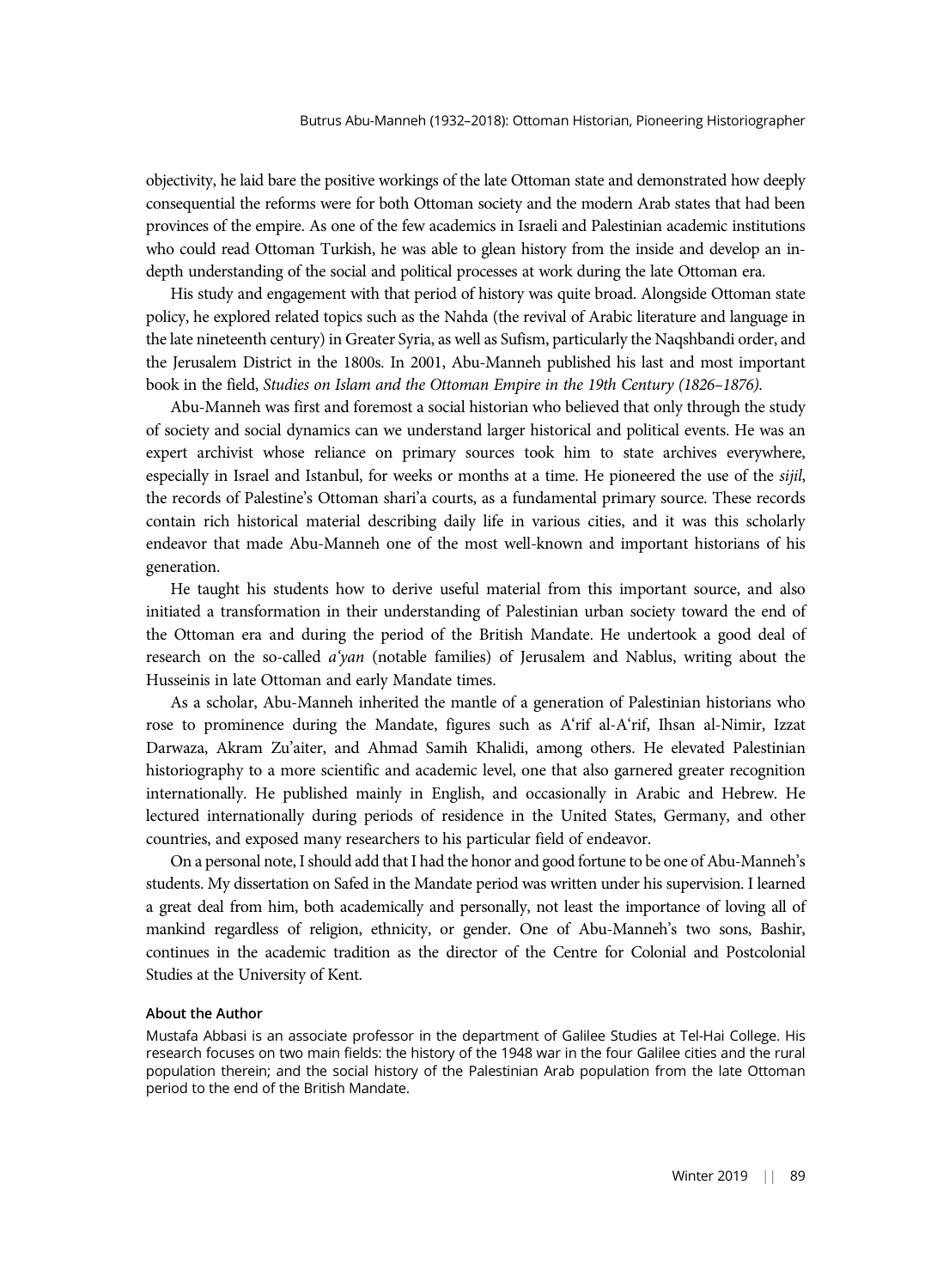objectivity, he laid bare the positive workings of the late Ottoman state and demonstrated how deeply consequential the reforms were for both Ottoman society and the modern Arab states that had been provinces of the empire. As one of the few academics in Israeli and Palestinian academic institutions who could read Ottoman Turkish, he was able to glean history from the inside and develop an in-depth understanding of the social and political processes at work during the late Ottoman era.

His study and engagement with that period of history was quite broad. Alongside Ottoman state policy, he explored related topics such as the Nahda (the revival of Arabic literature and language in the late nineteenth century) in Greater Syria, as well as Sufism, particularly the Naqshbandi order, and the Jerusalem District in the 1800s. In 2001, Abu-Manneh published his last and most important book in the field, *Studies on Islam and the Ottoman Empire in the 19th Century (1826–1876)*.

Abu-Manneh was first and foremost a social historian who believed that only through the study of society and social dynamics can we understand larger historical and political events. He was an expert archivist whose reliance on primary sources took him to state archives everywhere, especially in Israel and Istanbul, for weeks or months at a time. He pioneered the use of the *sijil*, the records of Palestine's Ottoman shari'a courts, as a fundamental primary source. These records contain rich historical material describing daily life in various cities, and it was this scholarly endeavor that made Abu-Manneh one of the most well-known and important historians of his generation.

He taught his students how to derive useful material from this important source, and also initiated a transformation in their understanding of Palestinian urban society toward the end of the Ottoman era and during the period of the British Mandate. He undertook a good deal of research on the so-called *a'yan* (notable families) of Jerusalem and Nablus, writing about the Husseinis in late Ottoman and early Mandate times.

As a scholar, Abu-Manneh inherited the mantle of a generation of Palestinian historians who rose to prominence during the Mandate, figures such as A'rif al-A'rif, Ihsan al-Nimir, Izzat Darwaza, Akram Zu'aiter, and Ahmad Samih Khalidi, among others. He elevated Palestinian historiography to a more scientific and academic level, one that also garnered greater recognition internationally. He published mainly in English, and occasionally in Arabic and Hebrew. He lectured internationally during periods of residence in the United States, Germany, and other countries, and exposed many researchers to his particular field of endeavor.

On a personal note, I should add that I had the honor and good fortune to be one of Abu-Manneh's students. My dissertation on Safed in the Mandate period was written under his supervision. I learned a great deal from him, both academically and personally, not least the importance of loving all of mankind regardless of religion, ethnicity, or gender. One of Abu-Manneh's two sons, Bashir, continues in the academic tradition as the director of the Centre for Colonial and Postcolonial Studies at the University of Kent.

#### About the Author

Mustafa Abbasi is an associate professor in the department of Galilee Studies at Tel-Hai College. His research focuses on two main fields: the history of the 1948 war in the four Galilee cities and the rural population therein; and the social history of the Palestinian Arab population from the late Ottoman period to the end of the British Mandate.